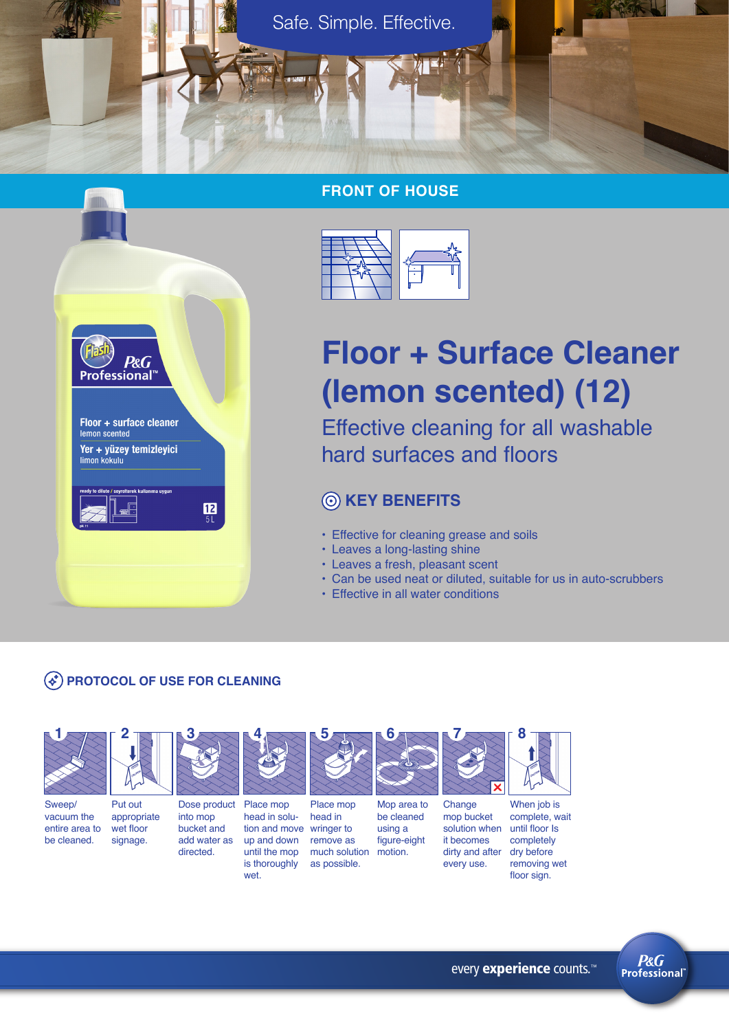Safe. Simple. Effective.

## FRONT OF HOUSE

# Floor + Surface Cleaner (lemon scented) (12)

## Effective cleaning for all washable hard surfaces and floors

### KEY BENEFITS

- Effective for cleaning grease and soils
- Leaves a long-lasting shine
- Leaves a fresh, pleasant scent
- Can be used neat or diluted, suitable for us in auto-scrubbers
- Effective in all water conditions

### PROTOCOL OF USE FOR CLEANING

1. Sweep/ vacuum the entire area to be cleaned.
2. Put out appropriate wet floor signage.
3. Dose product into mop bucket and add water as directed.
4. Place mop head in solution and move up and down until the mop is thoroughly wet.
5. Place mop head in wringer to remove as much solution as possible.
6. Mop area to be cleaned using a figure-eight motion.
7. Change mop bucket solution when it becomes dirty and after every use.
8. When job is complete, wait until floor Is completely dry before removing wet floor sign.

every **experience** counts.™

P&G Professional™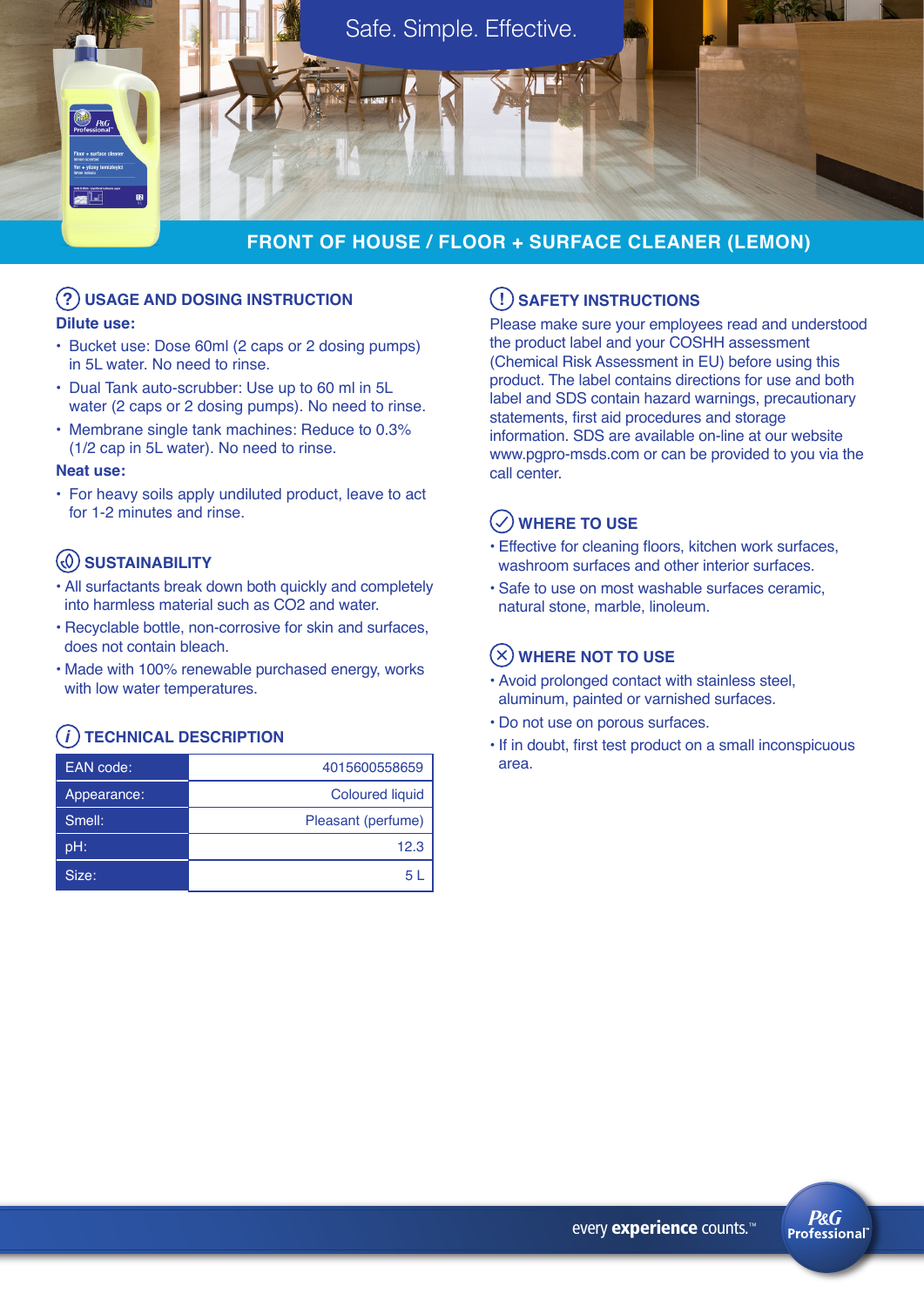Safe. Simple. Effective.

# FRONT OF HOUSE / FLOOR + SURFACE CLEANER (LEMON)

## USAGE AND DOSING INSTRUCTION

**Dilute use:**

- Bucket use: Dose 60ml (2 caps or 2 dosing pumps) in 5L water. No need to rinse.
- Dual Tank auto-scrubber: Use up to 60 ml in 5L water (2 caps or 2 dosing pumps). No need to rinse.
- Membrane single tank machines: Reduce to 0.3% (1/2 cap in 5L water). No need to rinse.

**Neat use:**

- For heavy soils apply undiluted product, leave to act for 1-2 minutes and rinse.

## SUSTAINABILITY

- All surfactants break down both quickly and completely into harmless material such as $CO_2$ and water.
- Recyclable bottle, non-corrosive for skin and surfaces, does not contain bleach.
- Made with 100% renewable purchased energy, works with low water temperatures.

## TECHNICAL DESCRIPTION

| | |
|---|---|
| EAN code: | 4015600558659 |
| Appearance: | Coloured liquid |
| Smell: | Pleasant (perfume) |
| pH: | 12.3 |
| Size: | 5 L |

## SAFETY INSTRUCTIONS

Please make sure your employees read and understood the product label and your COSHH assessment (Chemical Risk Assessment in EU) before using this product. The label contains directions for use and both label and SDS contain hazard warnings, precautionary statements, first aid procedures and storage information. SDS are available on-line at our website www.pgpro-msds.com or can be provided to you via the call center.

## WHERE TO USE

- Effective for cleaning floors, kitchen work surfaces, washroom surfaces and other interior surfaces.
- Safe to use on most washable surfaces ceramic, natural stone, marble, linoleum.

## WHERE NOT TO USE

- Avoid prolonged contact with stainless steel, aluminum, painted or varnished surfaces.
- Do not use on porous surfaces.
- If in doubt, first test product on a small inconspicuous area.

every **experience** counts.™

P&G Professional™